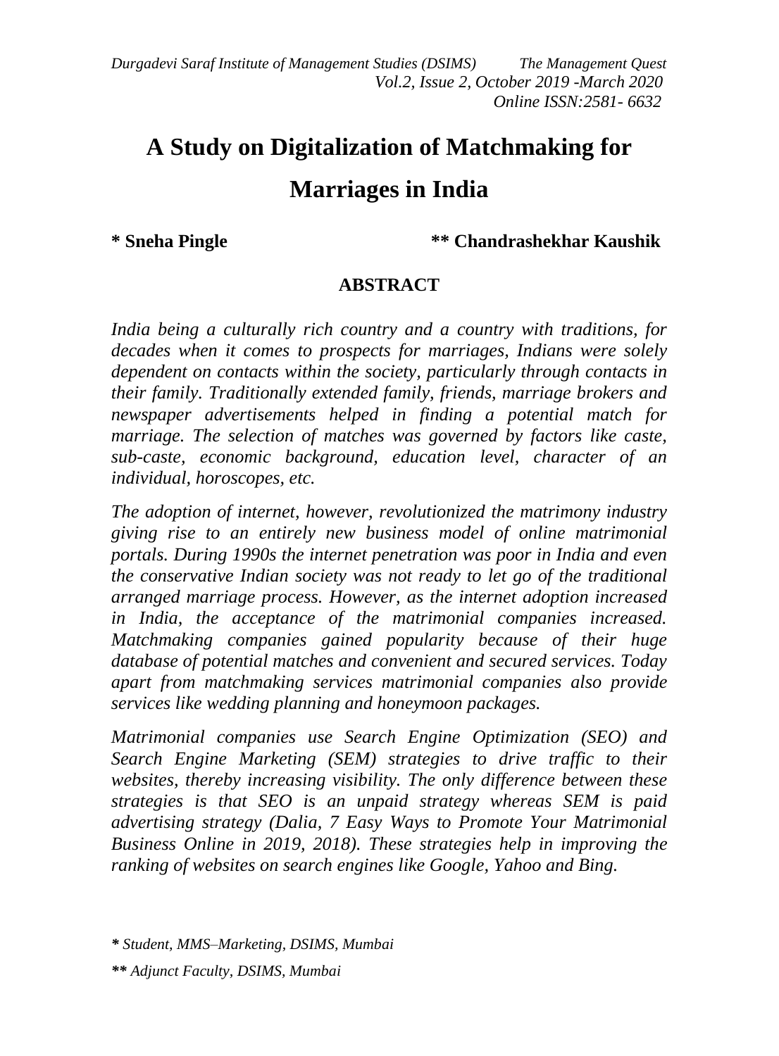# A Study on Digitalization of Matchmaking for Marriages in India

**\* Sneha Pingle** **\*\* Chandrashekhar Kaushik**

## ABSTRACT

*India being a culturally rich country and a country with traditions, for decades when it comes to prospects for marriages, Indians were solely dependent on contacts within the society, particularly through contacts in their family. Traditionally extended family, friends, marriage brokers and newspaper advertisements helped in finding a potential match for marriage. The selection of matches was governed by factors like caste, sub-caste, economic background, education level, character of an individual, horoscopes, etc.*

*The adoption of internet, however, revolutionized the matrimony industry giving rise to an entirely new business model of online matrimonial portals. During 1990s the internet penetration was poor in India and even the conservative Indian society was not ready to let go of the traditional arranged marriage process. However, as the internet adoption increased in India, the acceptance of the matrimonial companies increased. Matchmaking companies gained popularity because of their huge database of potential matches and convenient and secured services. Today apart from matchmaking services matrimonial companies also provide services like wedding planning and honeymoon packages.*

*Matrimonial companies use Search Engine Optimization (SEO) and Search Engine Marketing (SEM) strategies to drive traffic to their websites, thereby increasing visibility. The only difference between these strategies is that SEO is an unpaid strategy whereas SEM is paid advertising strategy (Dalia, 7 Easy Ways to Promote Your Matrimonial Business Online in 2019, 2018). These strategies help in improving the ranking of websites on search engines like Google, Yahoo and Bing.*

*\* Student, MMS–Marketing, DSIMS, Mumbai*

*\*\* Adjunct Faculty, DSIMS, Mumbai*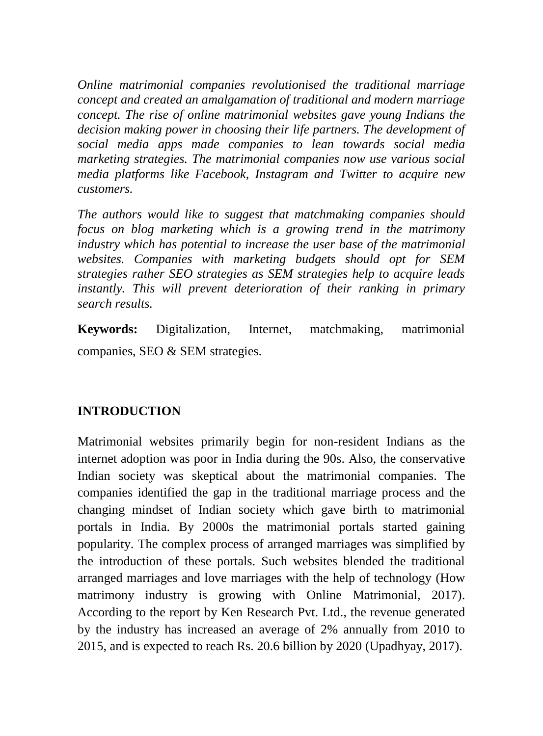*Online matrimonial companies revolutionised the traditional marriage concept and created an amalgamation of traditional and modern marriage concept. The rise of online matrimonial websites gave young Indians the decision making power in choosing their life partners. The development of social media apps made companies to lean towards social media marketing strategies. The matrimonial companies now use various social media platforms like Facebook, Instagram and Twitter to acquire new customers.*

*The authors would like to suggest that matchmaking companies should focus on blog marketing which is a growing trend in the matrimony industry which has potential to increase the user base of the matrimonial websites. Companies with marketing budgets should opt for SEM strategies rather SEO strategies as SEM strategies help to acquire leads instantly. This will prevent deterioration of their ranking in primary search results.*

**Keywords:** Digitalization, Internet, matchmaking, matrimonial companies, SEO & SEM strategies.

## INTRODUCTION

Matrimonial websites primarily begin for non-resident Indians as the internet adoption was poor in India during the 90s. Also, the conservative Indian society was skeptical about the matrimonial companies. The companies identified the gap in the traditional marriage process and the changing mindset of Indian society which gave birth to matrimonial portals in India. By 2000s the matrimonial portals started gaining popularity. The complex process of arranged marriages was simplified by the introduction of these portals. Such websites blended the traditional arranged marriages and love marriages with the help of technology (How matrimony industry is growing with Online Matrimonial, 2017). According to the report by Ken Research Pvt. Ltd., the revenue generated by the industry has increased an average of 2% annually from 2010 to 2015, and is expected to reach Rs. 20.6 billion by 2020 (Upadhyay, 2017).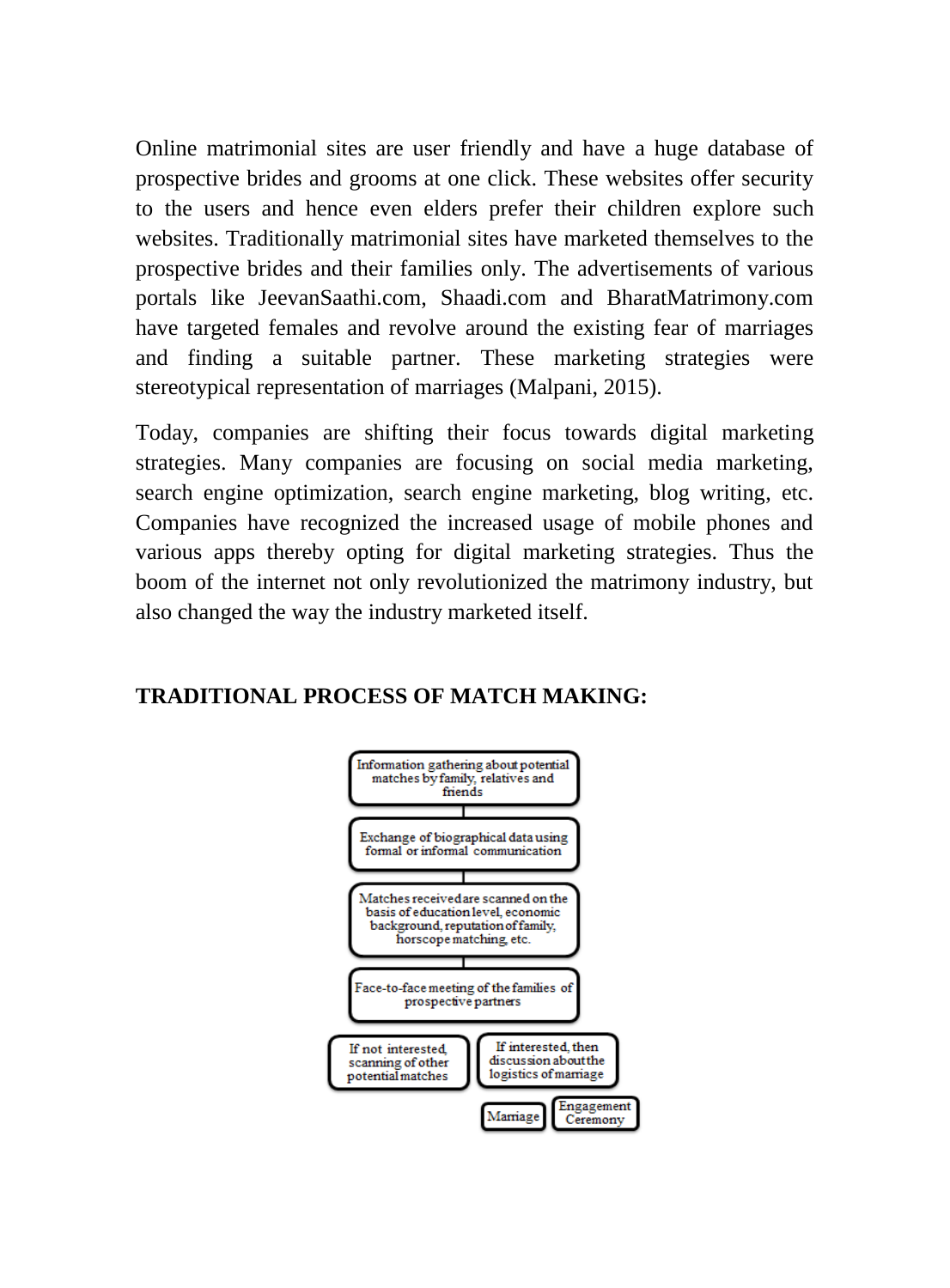Online matrimonial sites are user friendly and have a huge database of prospective brides and grooms at one click. These websites offer security to the users and hence even elders prefer their children explore such websites. Traditionally matrimonial sites have marketed themselves to the prospective brides and their families only. The advertisements of various portals like JeevanSaathi.com, Shaadi.com and BharatMatrimony.com have targeted females and revolve around the existing fear of marriages and finding a suitable partner. These marketing strategies were stereotypical representation of marriages (Malpani, 2015).

Today, companies are shifting their focus towards digital marketing strategies. Many companies are focusing on social media marketing, search engine optimization, search engine marketing, blog writing, etc. Companies have recognized the increased usage of mobile phones and various apps thereby opting for digital marketing strategies. Thus the boom of the internet not only revolutionized the matrimony industry, but also changed the way the industry marketed itself.

## TRADITIONAL PROCESS OF MATCH MAKING:

Information gathering about potential matches by family, relatives and friends

Exchange of biographical data using formal or informal communication

Matches received are scanned on the basis of education level, economic background, reputation of family, horscope matching, etc.

Face-to-face meeting of the families of prospective partners

If not interested, scanning of other potential matches

If interested, then discussion about the logistics of marriage

Marriage

Engagement Ceremony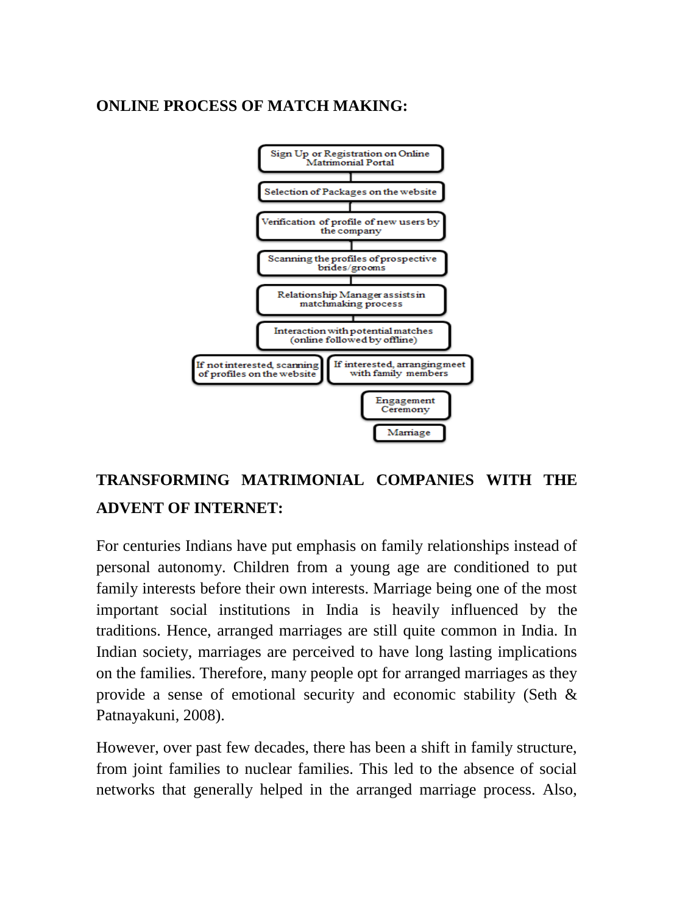**ONLINE PROCESS OF MATCH MAKING:**

Sign Up or Registration on Online Matrimonial Portal

Selection of Packages on the website

Verification of profile of new users by the company

Scanning the profiles of prospective brides/grooms

Relationship Manager assists in matchmaking process

Interaction with potential matches (online followed by offline)

If not interested, scanning of profiles on the website

If interested, arranging meet with family members

Engagement Ceremony

Marriage

**TRANSFORMING MATRIMONIAL COMPANIES WITH THE ADVENT OF INTERNET:**

For centuries Indians have put emphasis on family relationships instead of personal autonomy. Children from a young age are conditioned to put family interests before their own interests. Marriage being one of the most important social institutions in India is heavily influenced by the traditions. Hence, arranged marriages are still quite common in India. In Indian society, marriages are perceived to have long lasting implications on the families. Therefore, many people opt for arranged marriages as they provide a sense of emotional security and economic stability (Seth & Patnayakuni, 2008).

However, over past few decades, there has been a shift in family structure, from joint families to nuclear families. This led to the absence of social networks that generally helped in the arranged marriage process. Also,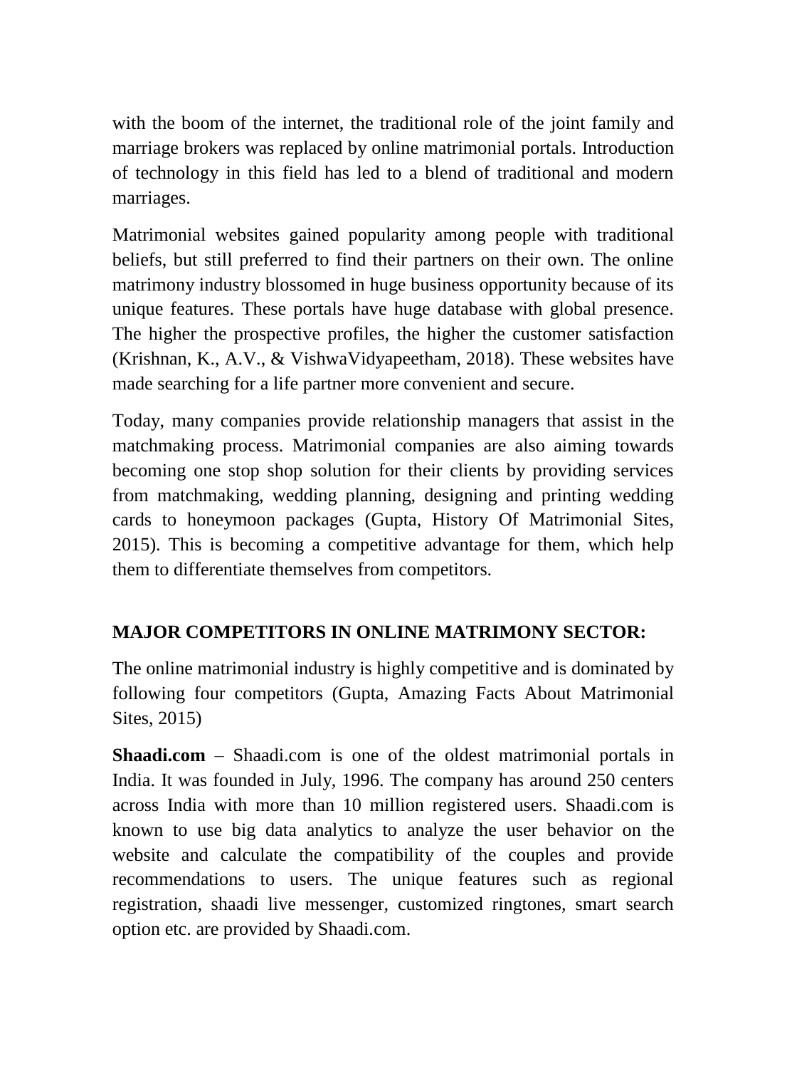with the boom of the internet, the traditional role of the joint family and marriage brokers was replaced by online matrimonial portals. Introduction of technology in this field has led to a blend of traditional and modern marriages.

Matrimonial websites gained popularity among people with traditional beliefs, but still preferred to find their partners on their own. The online matrimony industry blossomed in huge business opportunity because of its unique features. These portals have huge database with global presence. The higher the prospective profiles, the higher the customer satisfaction (Krishnan, K., A.V., & VishwaVidyapeetham, 2018). These websites have made searching for a life partner more convenient and secure.

Today, many companies provide relationship managers that assist in the matchmaking process. Matrimonial companies are also aiming towards becoming one stop shop solution for their clients by providing services from matchmaking, wedding planning, designing and printing wedding cards to honeymoon packages (Gupta, History Of Matrimonial Sites, 2015). This is becoming a competitive advantage for them, which help them to differentiate themselves from competitors.

**MAJOR COMPETITORS IN ONLINE MATRIMONY SECTOR:**

The online matrimonial industry is highly competitive and is dominated by following four competitors (Gupta, Amazing Facts About Matrimonial Sites, 2015)

**Shaadi.com** – Shaadi.com is one of the oldest matrimonial portals in India. It was founded in July, 1996. The company has around 250 centers across India with more than 10 million registered users. Shaadi.com is known to use big data analytics to analyze the user behavior on the website and calculate the compatibility of the couples and provide recommendations to users. The unique features such as regional registration, shaadi live messenger, customized ringtones, smart search option etc. are provided by Shaadi.com.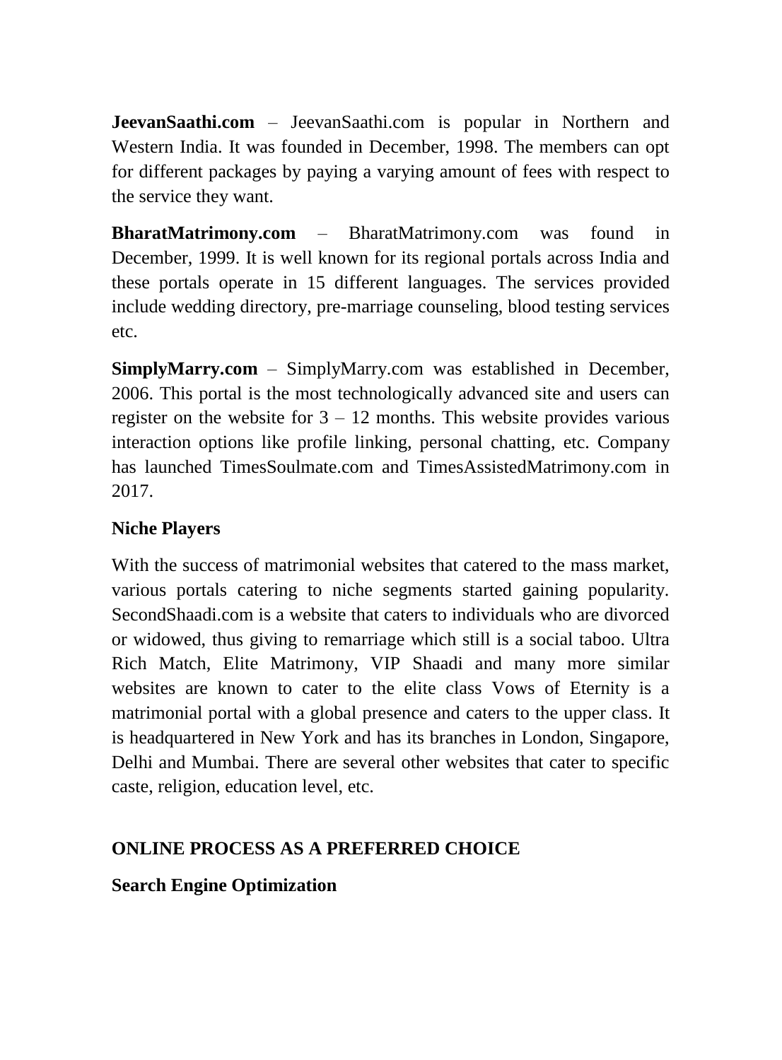**JeevanSaathi.com** – JeevanSaathi.com is popular in Northern and Western India. It was founded in December, 1998. The members can opt for different packages by paying a varying amount of fees with respect to the service they want.

**BharatMatrimony.com** – BharatMatrimony.com was found in December, 1999. It is well known for its regional portals across India and these portals operate in 15 different languages. The services provided include wedding directory, pre-marriage counseling, blood testing services etc.

**SimplyMarry.com** – SimplyMarry.com was established in December, 2006. This portal is the most technologically advanced site and users can register on the website for 3 – 12 months. This website provides various interaction options like profile linking, personal chatting, etc. Company has launched TimesSoulmate.com and TimesAssistedMatrimony.com in 2017.

**Niche Players**

With the success of matrimonial websites that catered to the mass market, various portals catering to niche segments started gaining popularity. SecondShaadi.com is a website that caters to individuals who are divorced or widowed, thus giving to remarriage which still is a social taboo. Ultra Rich Match, Elite Matrimony, VIP Shaadi and many more similar websites are known to cater to the elite class Vows of Eternity is a matrimonial portal with a global presence and caters to the upper class. It is headquartered in New York and has its branches in London, Singapore, Delhi and Mumbai. There are several other websites that cater to specific caste, religion, education level, etc.

## ONLINE PROCESS AS A PREFERRED CHOICE

**Search Engine Optimization**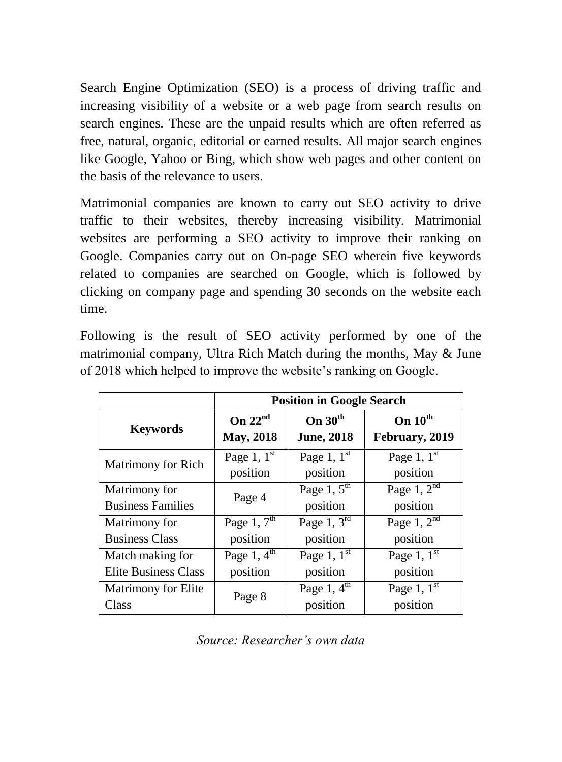Search Engine Optimization (SEO) is a process of driving traffic and increasing visibility of a website or a web page from search results on search engines. These are the unpaid results which are often referred as free, natural, organic, editorial or earned results. All major search engines like Google, Yahoo or Bing, which show web pages and other content on the basis of the relevance to users.

Matrimonial companies are known to carry out SEO activity to drive traffic to their websites, thereby increasing visibility. Matrimonial websites are performing a SEO activity to improve their ranking on Google. Companies carry out on On-page SEO wherein five keywords related to companies are searched on Google, which is followed by clicking on company page and spending 30 seconds on the website each time.

Following is the result of SEO activity performed by one of the matrimonial company, Ultra Rich Match during the months, May & June of 2018 which helped to improve the website's ranking on Google.

| | **Position in Google Search** | | |
|---|---|---|---|
| **Keywords** | **On 22nd May, 2018** | **On 30th June, 2018** | **On 10th February, 2019** |
| Matrimony for Rich | Page 1, 1st position | Page 1, 1st position | Page 1, 1st position |
| Matrimony for Business Families | Page 4 | Page 1, 5th position | Page 1, 2nd position |
| Matrimony for Business Class | Page 1, 7th position | Page 1, 3rd position | Page 1, 2nd position |
| Match making for Elite Business Class | Page 1, 4th position | Page 1, 1st position | Page 1, 1st position |
| Matrimony for Elite Class | Page 8 | Page 1, 4th position | Page 1, 1st position |

*Source: Researcher's own data*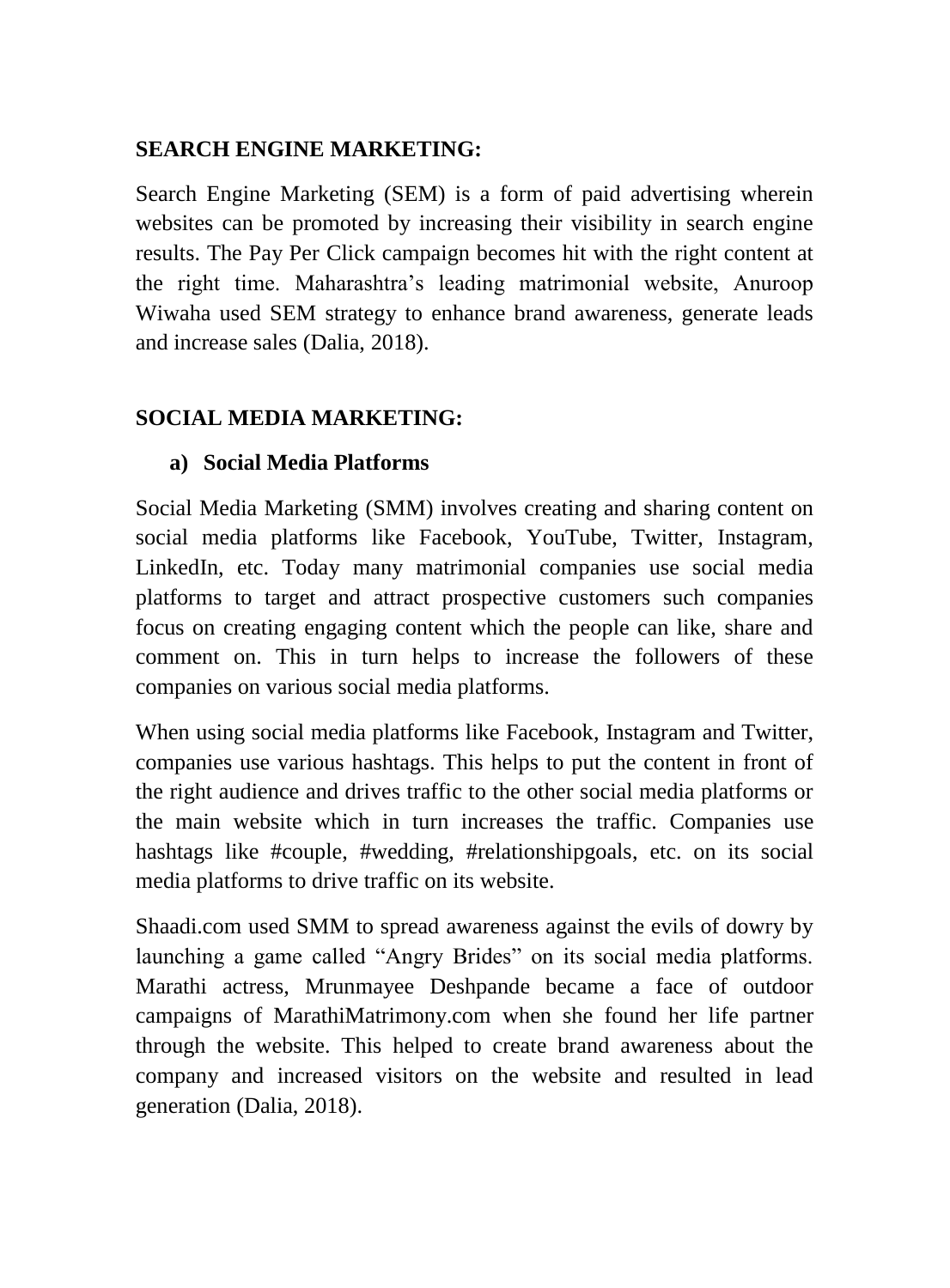## SEARCH ENGINE MARKETING:

Search Engine Marketing (SEM) is a form of paid advertising wherein websites can be promoted by increasing their visibility in search engine results. The Pay Per Click campaign becomes hit with the right content at the right time. Maharashtra's leading matrimonial website, Anuroop Wiwaha used SEM strategy to enhance brand awareness, generate leads and increase sales (Dalia, 2018).

## SOCIAL MEDIA MARKETING:

### a) Social Media Platforms

Social Media Marketing (SMM) involves creating and sharing content on social media platforms like Facebook, YouTube, Twitter, Instagram, LinkedIn, etc. Today many matrimonial companies use social media platforms to target and attract prospective customers such companies focus on creating engaging content which the people can like, share and comment on. This in turn helps to increase the followers of these companies on various social media platforms.

When using social media platforms like Facebook, Instagram and Twitter, companies use various hashtags. This helps to put the content in front of the right audience and drives traffic to the other social media platforms or the main website which in turn increases the traffic. Companies use hashtags like #couple, #wedding, #relationshipgoals, etc. on its social media platforms to drive traffic on its website.

Shaadi.com used SMM to spread awareness against the evils of dowry by launching a game called "Angry Brides" on its social media platforms. Marathi actress, Mrunmayee Deshpande became a face of outdoor campaigns of MarathiMatrimony.com when she found her life partner through the website. This helped to create brand awareness about the company and increased visitors on the website and resulted in lead generation (Dalia, 2018).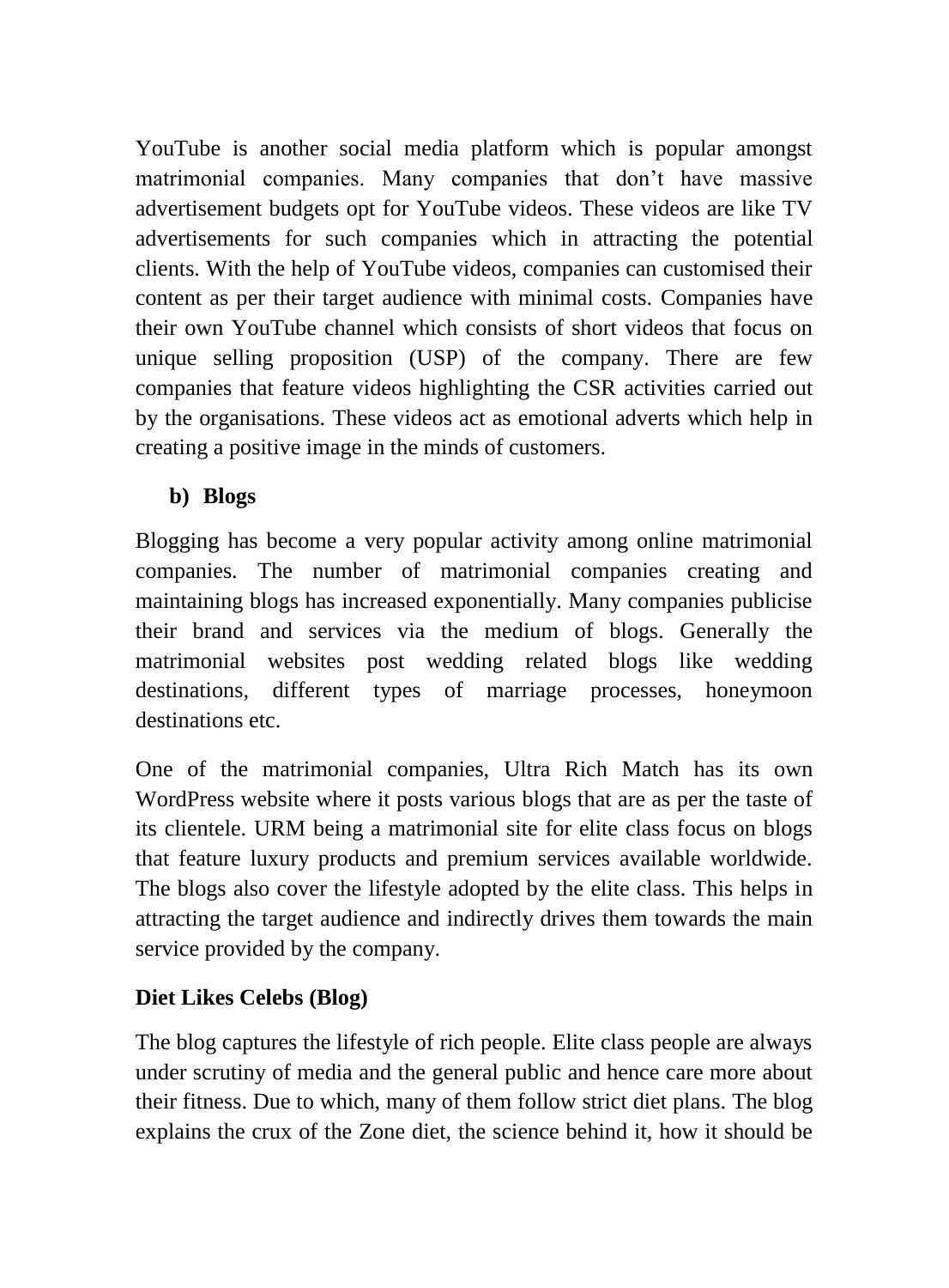YouTube is another social media platform which is popular amongst matrimonial companies. Many companies that don't have massive advertisement budgets opt for YouTube videos. These videos are like TV advertisements for such companies which in attracting the potential clients. With the help of YouTube videos, companies can customised their content as per their target audience with minimal costs. Companies have their own YouTube channel which consists of short videos that focus on unique selling proposition (USP) of the company. There are few companies that feature videos highlighting the CSR activities carried out by the organisations. These videos act as emotional adverts which help in creating a positive image in the minds of customers.

**b) Blogs**

Blogging has become a very popular activity among online matrimonial companies. The number of matrimonial companies creating and maintaining blogs has increased exponentially. Many companies publicise their brand and services via the medium of blogs. Generally the matrimonial websites post wedding related blogs like wedding destinations, different types of marriage processes, honeymoon destinations etc.

One of the matrimonial companies, Ultra Rich Match has its own WordPress website where it posts various blogs that are as per the taste of its clientele. URM being a matrimonial site for elite class focus on blogs that feature luxury products and premium services available worldwide. The blogs also cover the lifestyle adopted by the elite class. This helps in attracting the target audience and indirectly drives them towards the main service provided by the company.

**Diet Likes Celebs (Blog)**

The blog captures the lifestyle of rich people. Elite class people are always under scrutiny of media and the general public and hence care more about their fitness. Due to which, many of them follow strict diet plans. The blog explains the crux of the Zone diet, the science behind it, how it should be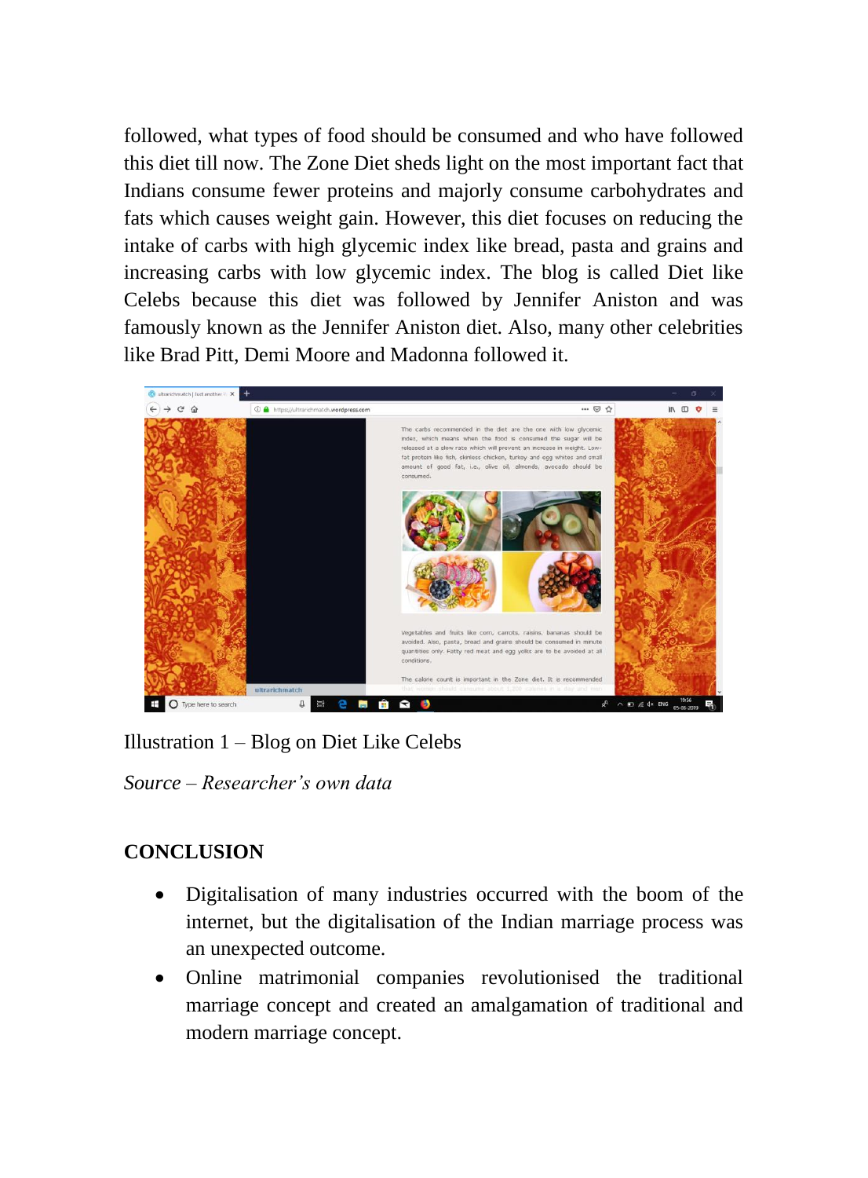followed, what types of food should be consumed and who have followed this diet till now. The Zone Diet sheds light on the most important fact that Indians consume fewer proteins and majorly consume carbohydrates and fats which causes weight gain. However, this diet focuses on reducing the intake of carbs with high glycemic index like bread, pasta and grains and increasing carbs with low glycemic index. The blog is called Diet like Celebs because this diet was followed by Jennifer Aniston and was famously known as the Jennifer Aniston diet. Also, many other celebrities like Brad Pitt, Demi Moore and Madonna followed it.

Illustration 1 – Blog on Diet Like Celebs

*Source – Researcher's own data*

## CONCLUSION

- Digitalisation of many industries occurred with the boom of the internet, but the digitalisation of the Indian marriage process was an unexpected outcome.
- Online matrimonial companies revolutionised the traditional marriage concept and created an amalgamation of traditional and modern marriage concept.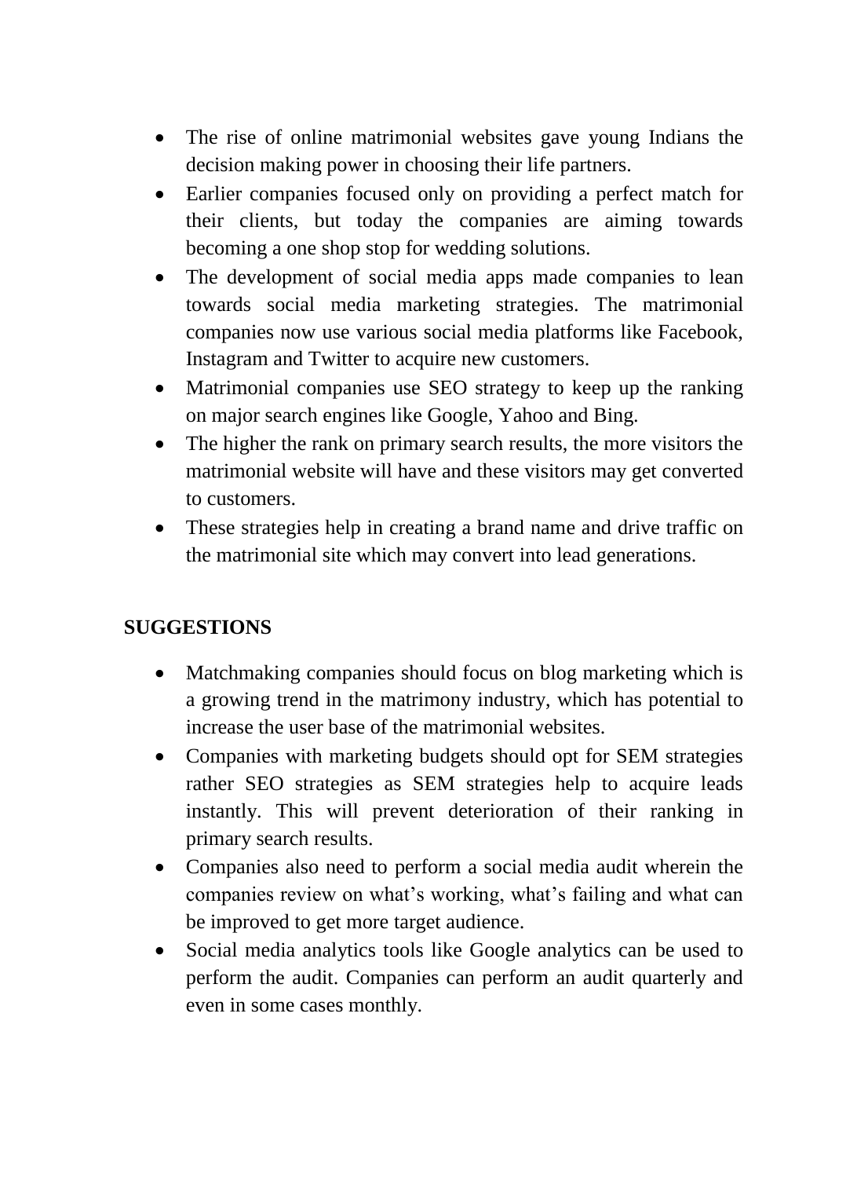- The rise of online matrimonial websites gave young Indians the decision making power in choosing their life partners.
- Earlier companies focused only on providing a perfect match for their clients, but today the companies are aiming towards becoming a one shop stop for wedding solutions.
- The development of social media apps made companies to lean towards social media marketing strategies. The matrimonial companies now use various social media platforms like Facebook, Instagram and Twitter to acquire new customers.
- Matrimonial companies use SEO strategy to keep up the ranking on major search engines like Google, Yahoo and Bing.
- The higher the rank on primary search results, the more visitors the matrimonial website will have and these visitors may get converted to customers.
- These strategies help in creating a brand name and drive traffic on the matrimonial site which may convert into lead generations.

## SUGGESTIONS

- Matchmaking companies should focus on blog marketing which is a growing trend in the matrimony industry, which has potential to increase the user base of the matrimonial websites.
- Companies with marketing budgets should opt for SEM strategies rather SEO strategies as SEM strategies help to acquire leads instantly. This will prevent deterioration of their ranking in primary search results.
- Companies also need to perform a social media audit wherein the companies review on what's working, what's failing and what can be improved to get more target audience.
- Social media analytics tools like Google analytics can be used to perform the audit. Companies can perform an audit quarterly and even in some cases monthly.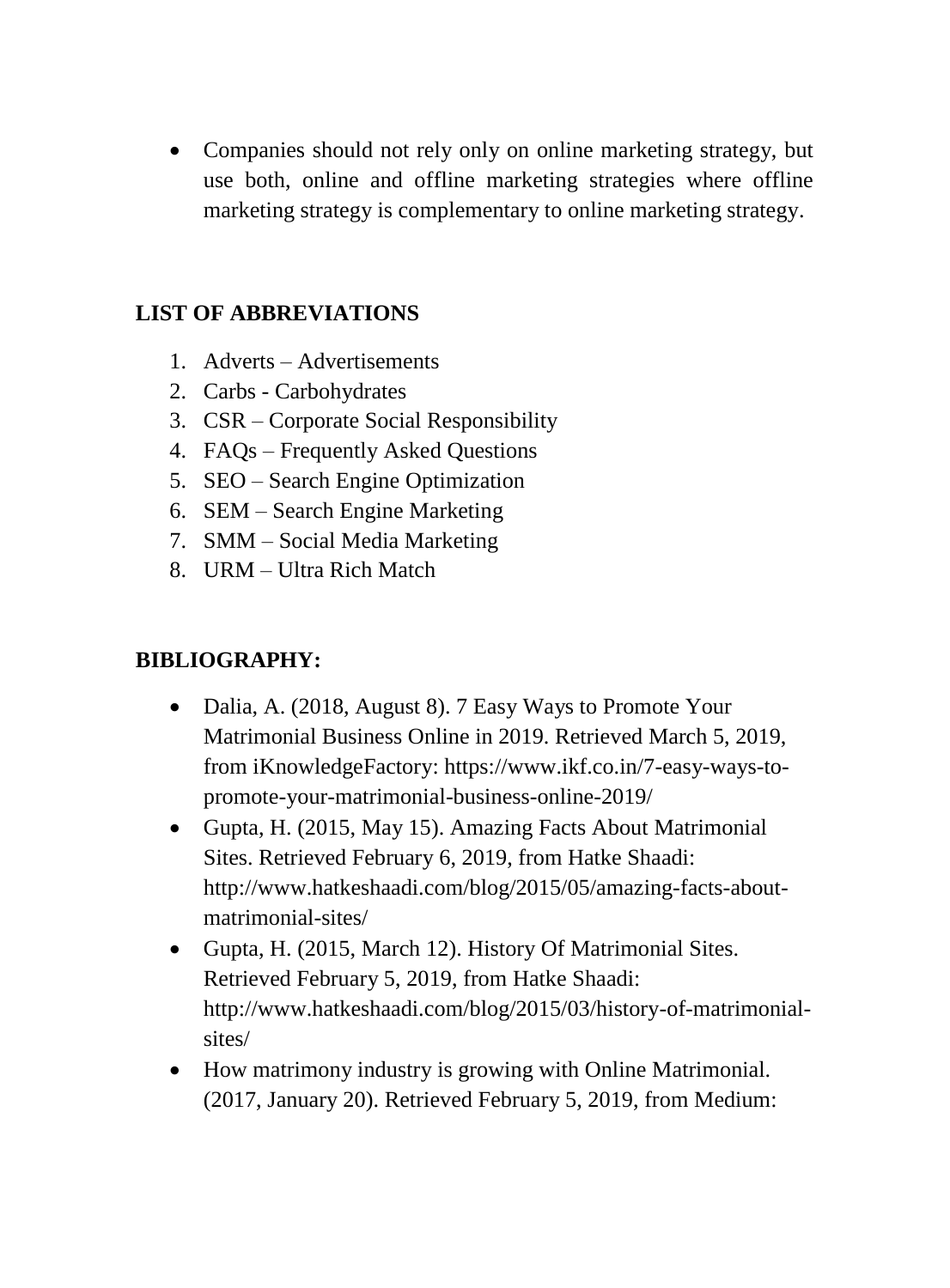- Companies should not rely only on online marketing strategy, but use both, online and offline marketing strategies where offline marketing strategy is complementary to online marketing strategy.

## LIST OF ABBREVIATIONS

1. Adverts – Advertisements
2. Carbs - Carbohydrates
3. CSR – Corporate Social Responsibility
4. FAQs – Frequently Asked Questions
5. SEO – Search Engine Optimization
6. SEM – Search Engine Marketing
7. SMM – Social Media Marketing
8. URM – Ultra Rich Match

## BIBLIOGRAPHY:

- Dalia, A. (2018, August 8). 7 Easy Ways to Promote Your Matrimonial Business Online in 2019. Retrieved March 5, 2019, from iKnowledgeFactory: https://www.ikf.co.in/7-easy-ways-to-promote-your-matrimonial-business-online-2019/
- Gupta, H. (2015, May 15). Amazing Facts About Matrimonial Sites. Retrieved February 6, 2019, from Hatke Shaadi: http://www.hatkeshaadi.com/blog/2015/05/amazing-facts-about-matrimonial-sites/
- Gupta, H. (2015, March 12). History Of Matrimonial Sites. Retrieved February 5, 2019, from Hatke Shaadi: http://www.hatkeshaadi.com/blog/2015/03/history-of-matrimonial-sites/
- How matrimony industry is growing with Online Matrimonial. (2017, January 20). Retrieved February 5, 2019, from Medium: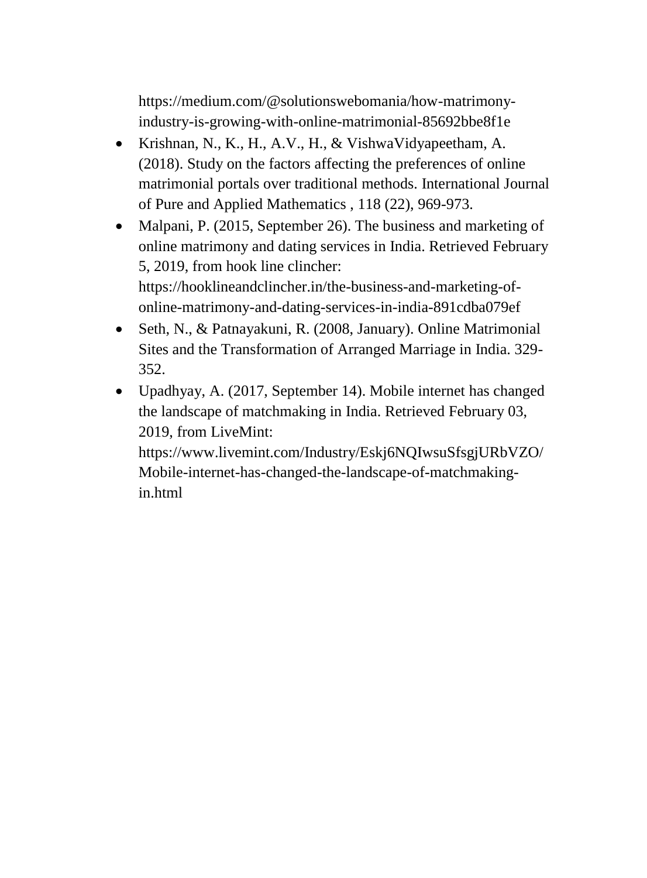https://medium.com/@solutionswebomania/how-matrimony-industry-is-growing-with-online-matrimonial-85692bbe8f1e

- Krishnan, N., K., H., A.V., H., & VishwaVidyapeetham, A. (2018). Study on the factors affecting the preferences of online matrimonial portals over traditional methods. International Journal of Pure and Applied Mathematics , 118 (22), 969-973.
- Malpani, P. (2015, September 26). The business and marketing of online matrimony and dating services in India. Retrieved February 5, 2019, from hook line clincher: https://hooklineandclincher.in/the-business-and-marketing-of-online-matrimony-and-dating-services-in-india-891cdba079ef
- Seth, N., & Patnayakuni, R. (2008, January). Online Matrimonial Sites and the Transformation of Arranged Marriage in India. 329-352.
- Upadhyay, A. (2017, September 14). Mobile internet has changed the landscape of matchmaking in India. Retrieved February 03, 2019, from LiveMint: https://www.livemint.com/Industry/Eskj6NQIwsuSfsgjURbVZO/Mobile-internet-has-changed-the-landscape-of-matchmaking-in.html